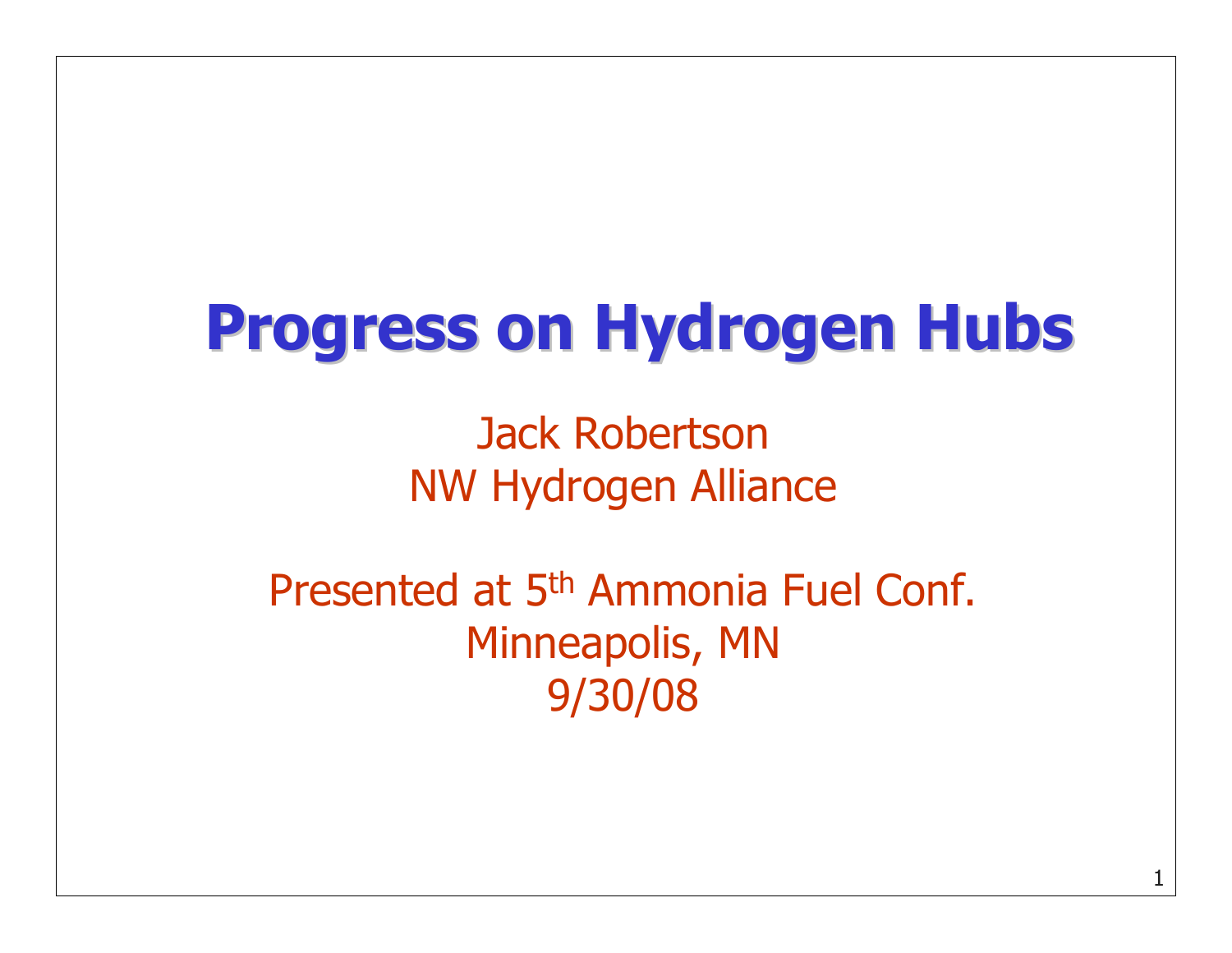# Progress on Hydrogen Hubs

Jack Robertson
NW Hydrogen Alliance

Presented at 5th Ammonia Fuel Conf.
Minneapolis, MN
9/30/08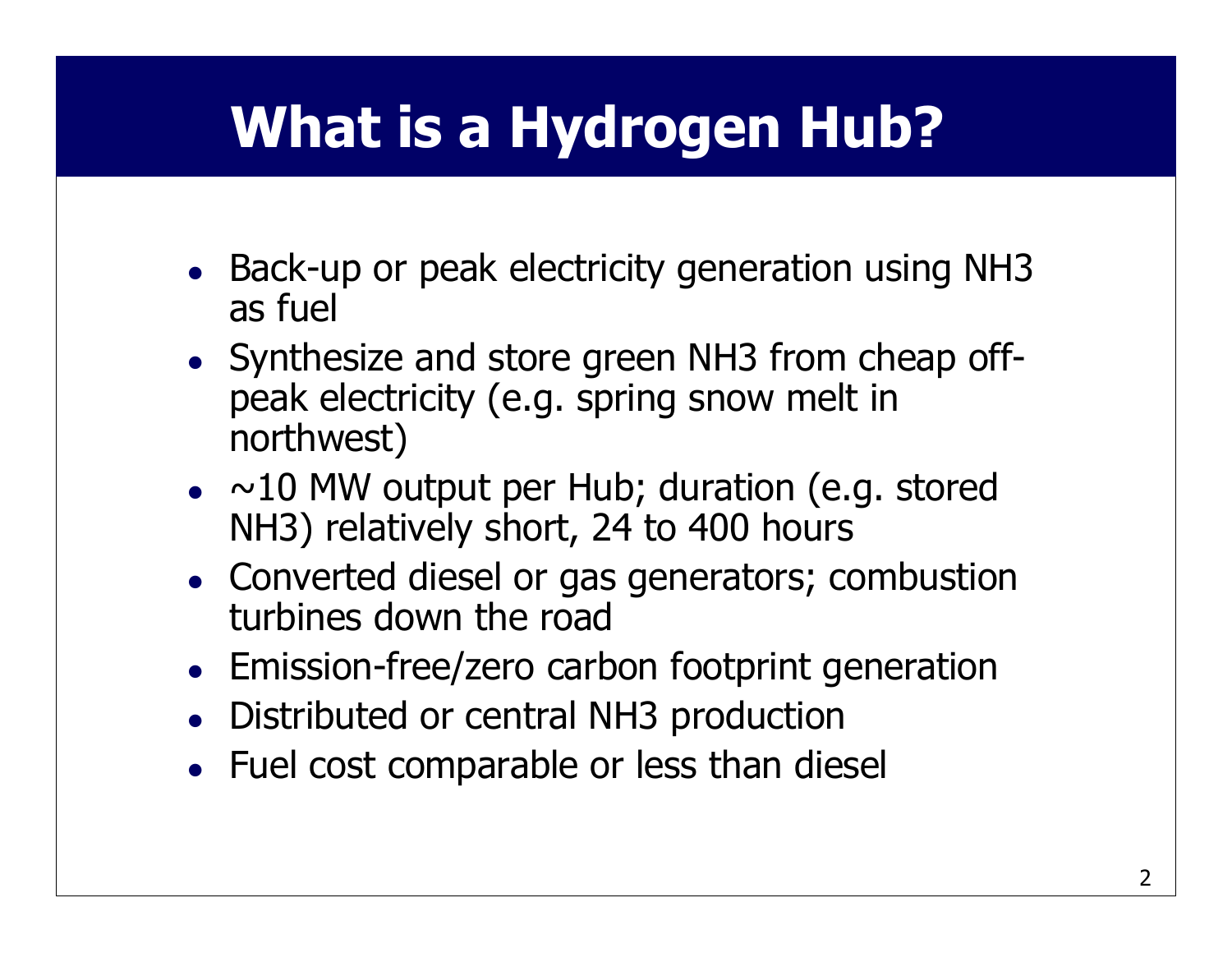# What is a Hydrogen Hub?

- Back-up or peak electricity generation using NH3 as fuel
- Synthesize and store green NH3 from cheap off-peak electricity (e.g. spring snow melt in northwest)
- ~10 MW output per Hub; duration (e.g. stored NH3) relatively short, 24 to 400 hours
- Converted diesel or gas generators; combustion turbines down the road
- Emission-free/zero carbon footprint generation
- Distributed or central NH3 production
- Fuel cost comparable or less than diesel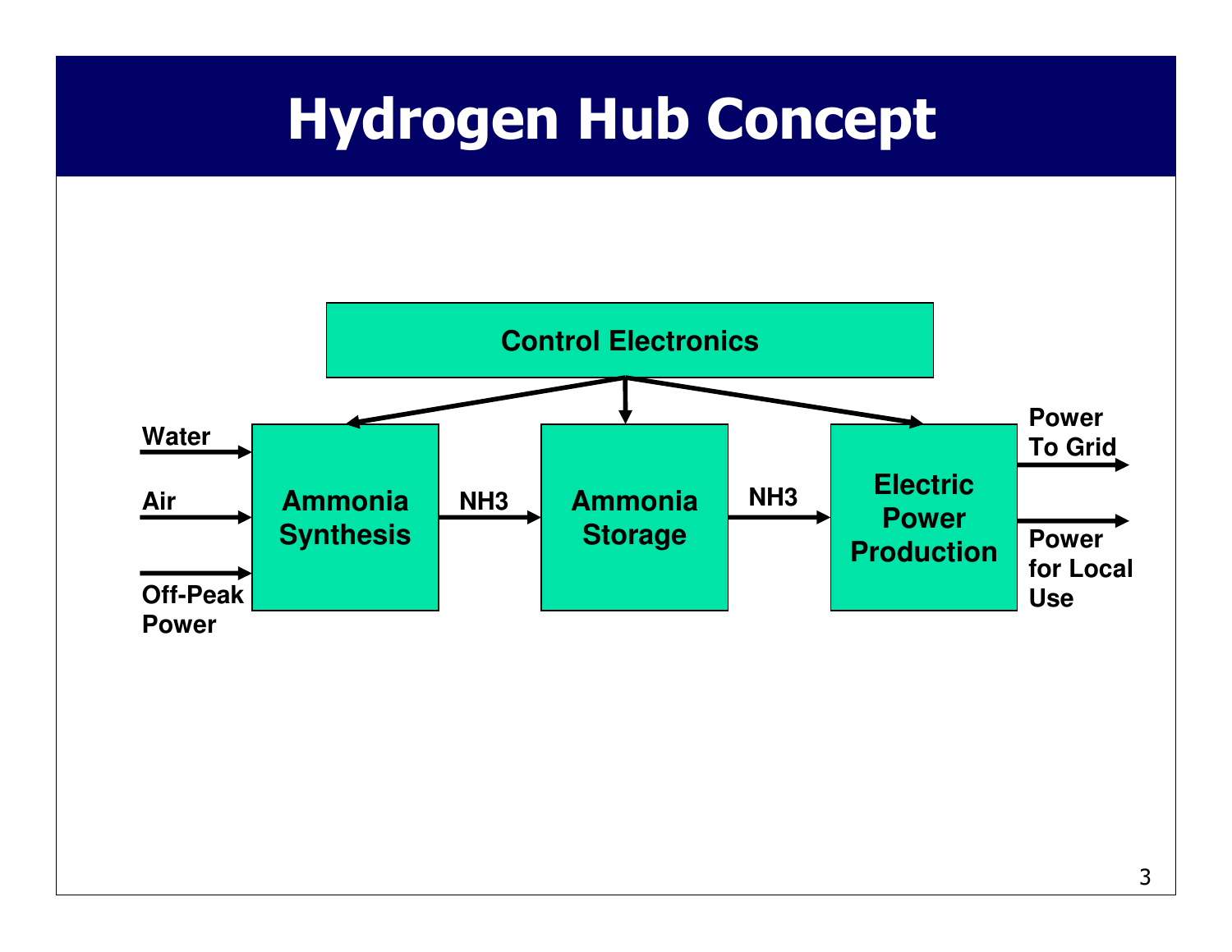# Hydrogen Hub Concept

Control Electronics

Water
Air
Off-Peak Power

Ammonia Synthesis

$NH_3$

Ammonia Storage

$NH_3$

Electric Power Production

Power To Grid

Power for Local Use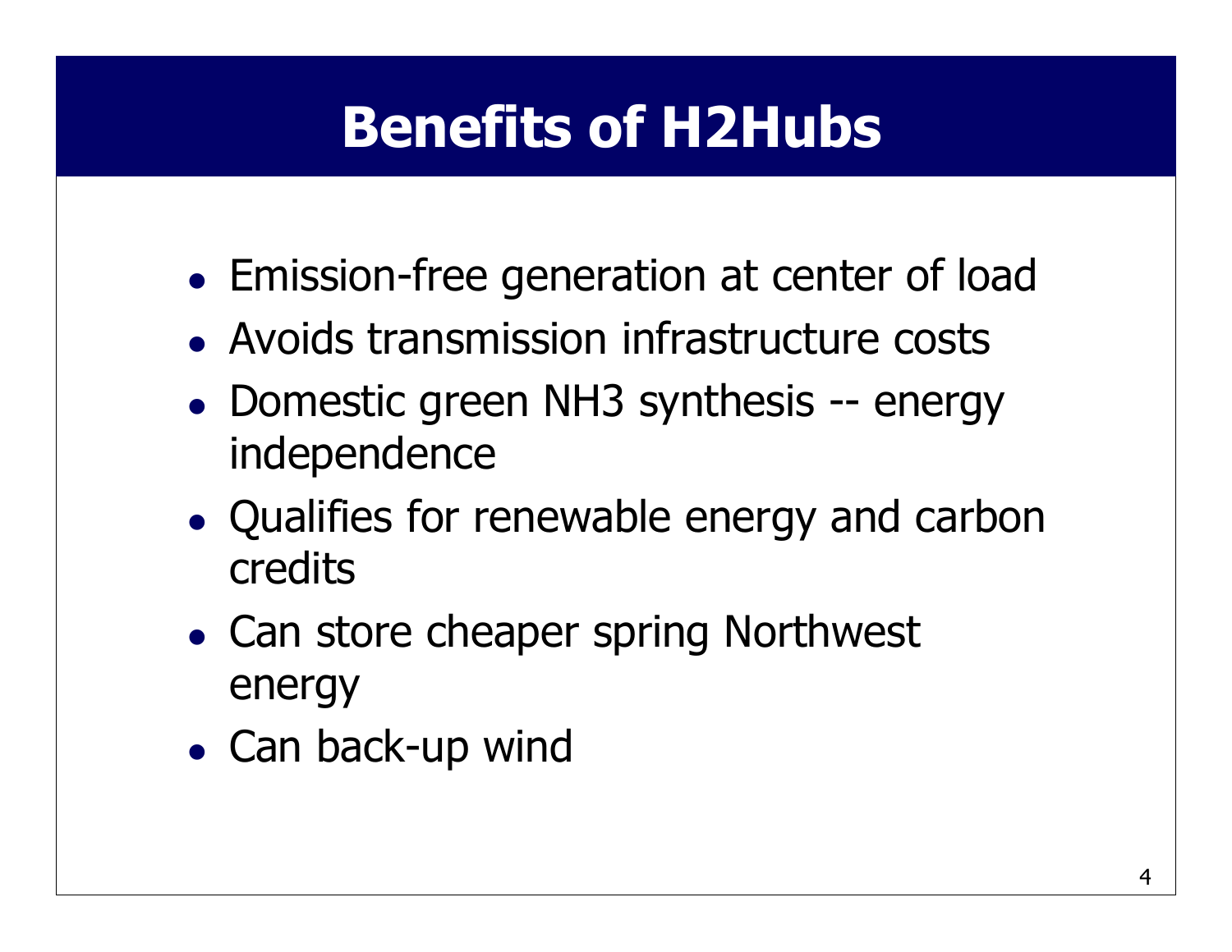# Benefits of H2Hubs

- Emission-free generation at center of load
- Avoids transmission infrastructure costs
- Domestic green NH3 synthesis -- energy independence
- Qualifies for renewable energy and carbon credits
- Can store cheaper spring Northwest energy
- Can back-up wind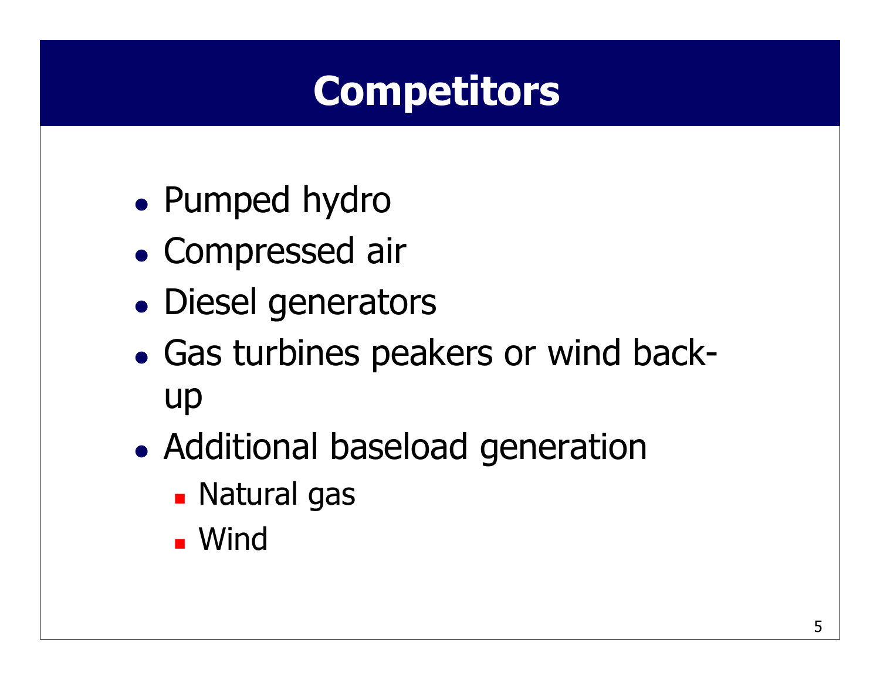# Competitors

- Pumped hydro
- Compressed air
- Diesel generators
- Gas turbines peakers or wind back-up
- Additional baseload generation
  - Natural gas
  - Wind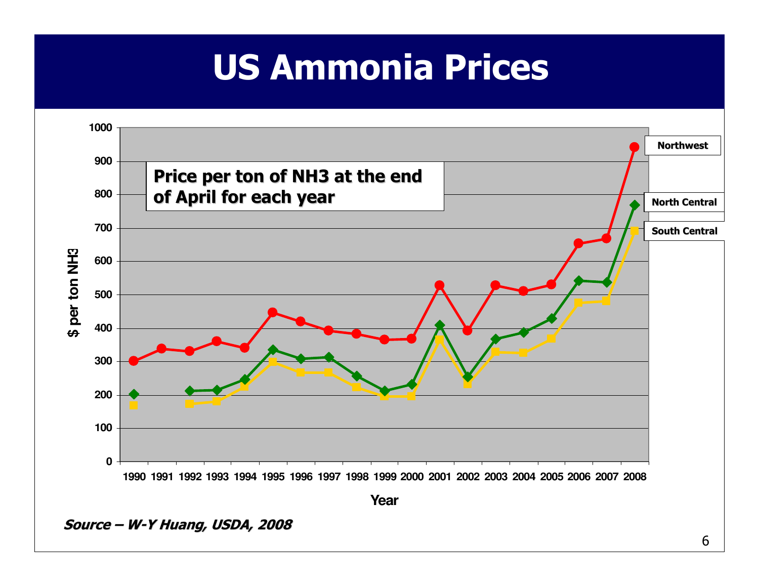# US Ammonia Prices

**Price per ton of NH3 at the end of April for each year**

$ per ton NH3

Year

Northwest

North Central

South Central

***Source – W-Y Huang, USDA, 2008***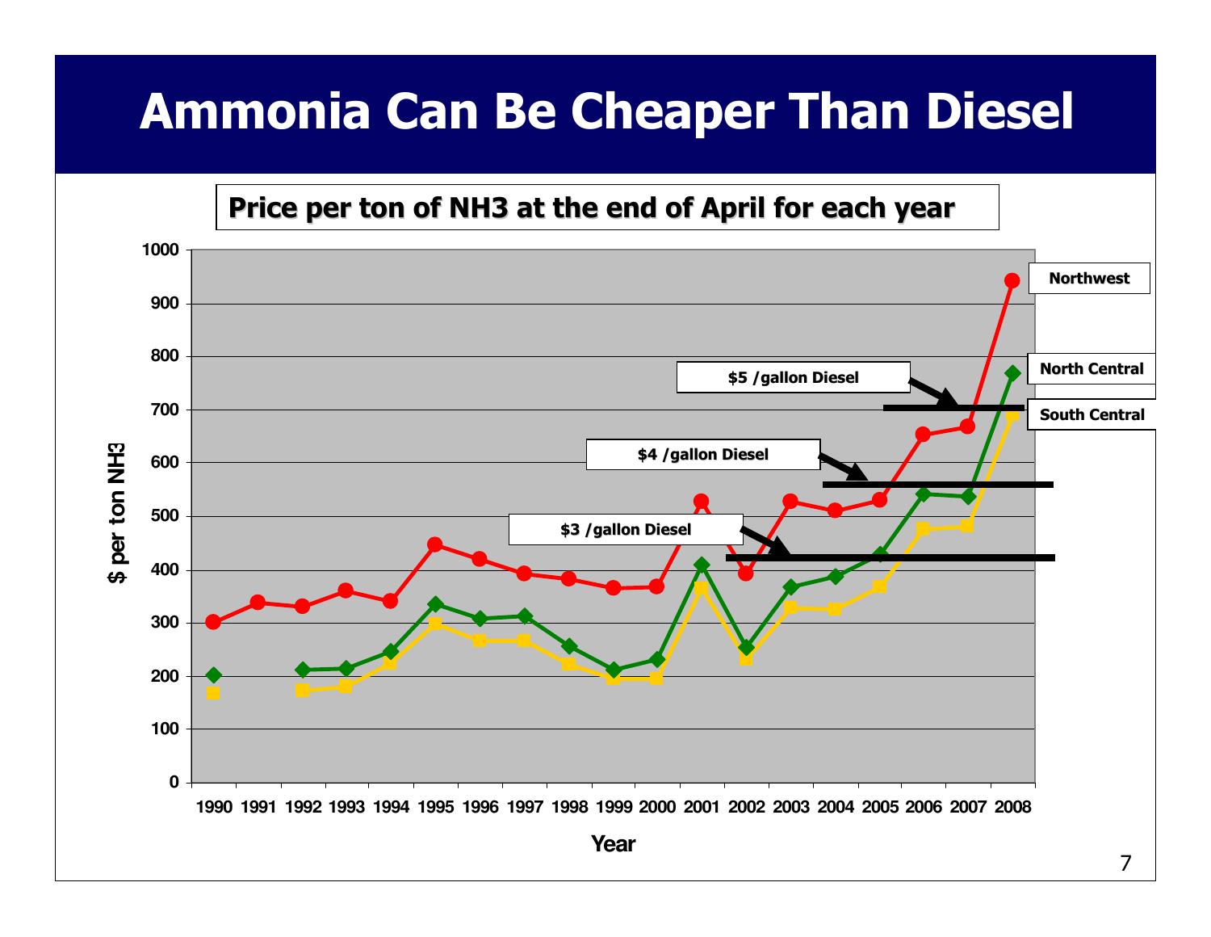# Ammonia Can Be Cheaper Than Diesel

**Price per ton of NH3 at the end of April for each year**

$ per ton NH3

Year

Northwest

North Central

South Central

$5 /gallon Diesel

$4 /gallon Diesel

$3 /gallon Diesel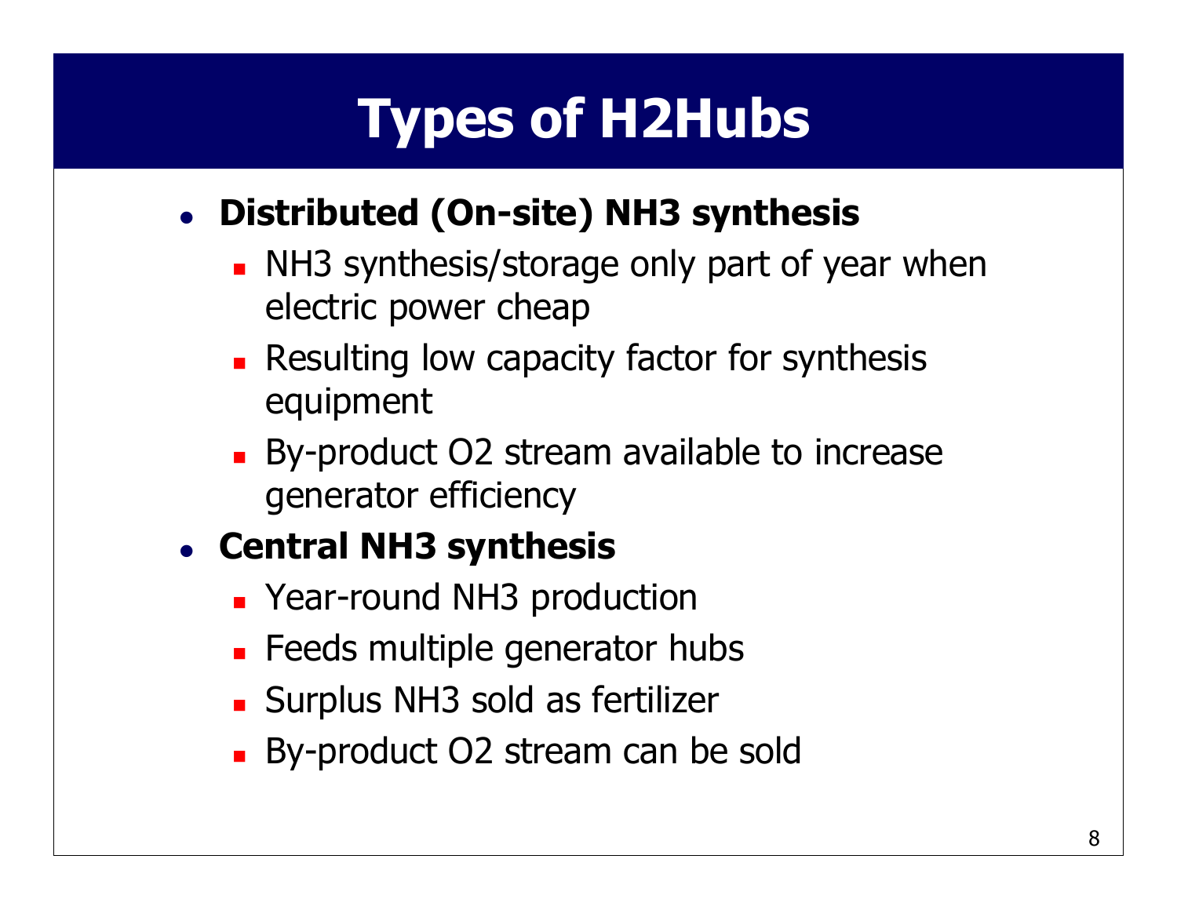# Types of H2Hubs

- **Distributed (On-site) NH3 synthesis**
  - NH3 synthesis/storage only part of year when electric power cheap
  - Resulting low capacity factor for synthesis equipment
  - By-product O2 stream available to increase generator efficiency
- **Central NH3 synthesis**
  - Year-round NH3 production
  - Feeds multiple generator hubs
  - Surplus NH3 sold as fertilizer
  - By-product O2 stream can be sold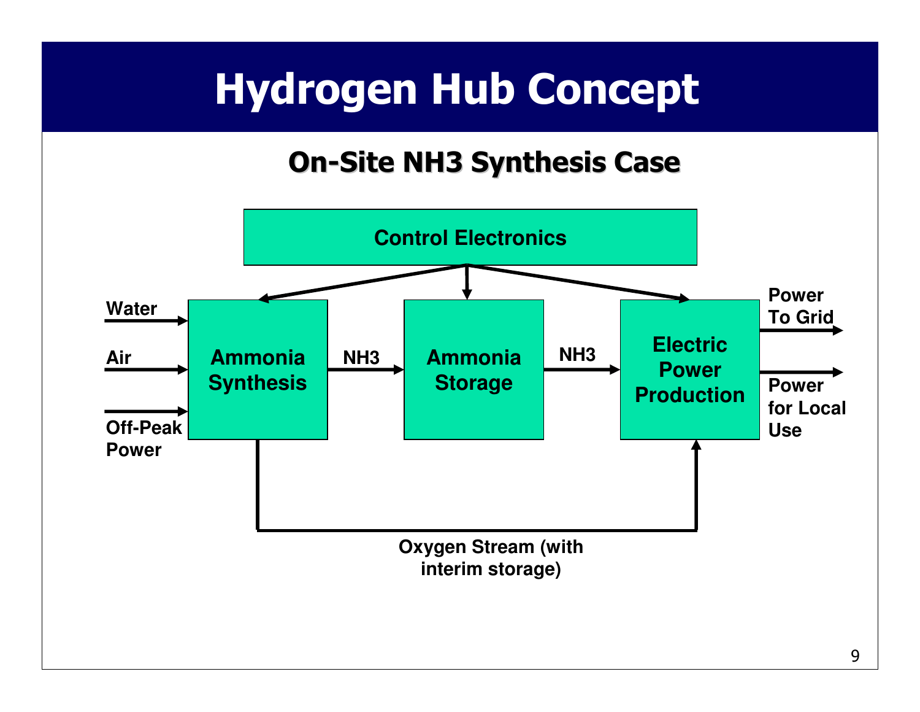# Hydrogen Hub Concept

## On-Site NH3 Synthesis Case

Control Electronics

Water

Air

Off-Peak Power

Ammonia Synthesis

NH3

Ammonia Storage

NH3

Electric Power Production

Power To Grid

Power for Local Use

Oxygen Stream (with interim storage)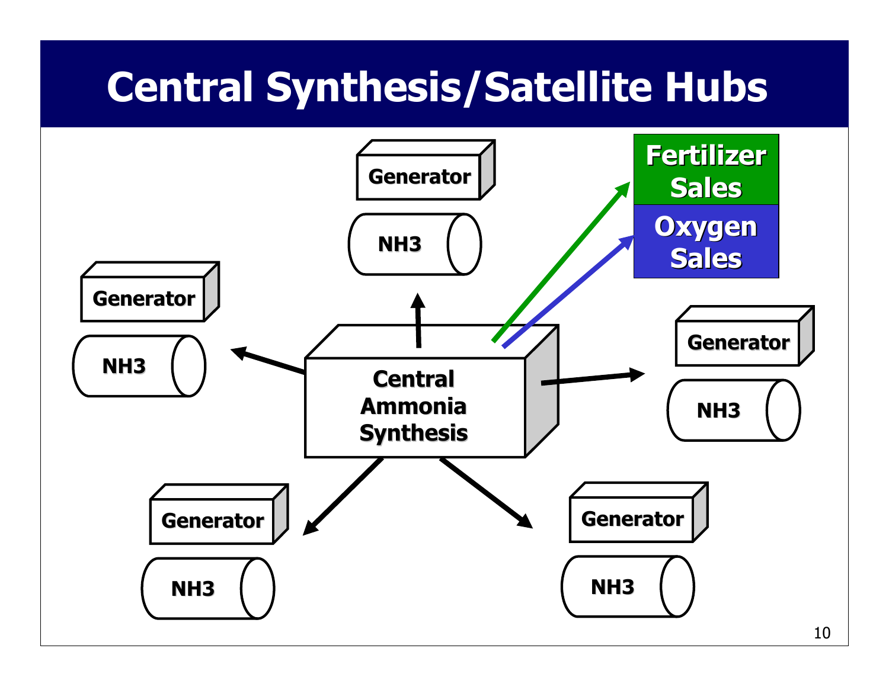# Central Synthesis/Satellite Hubs

Generator

NH3

Generator

NH3

Fertilizer Sales

Oxygen Sales

Central Ammonia Synthesis

Generator

NH3

Generator

NH3

Generator

NH3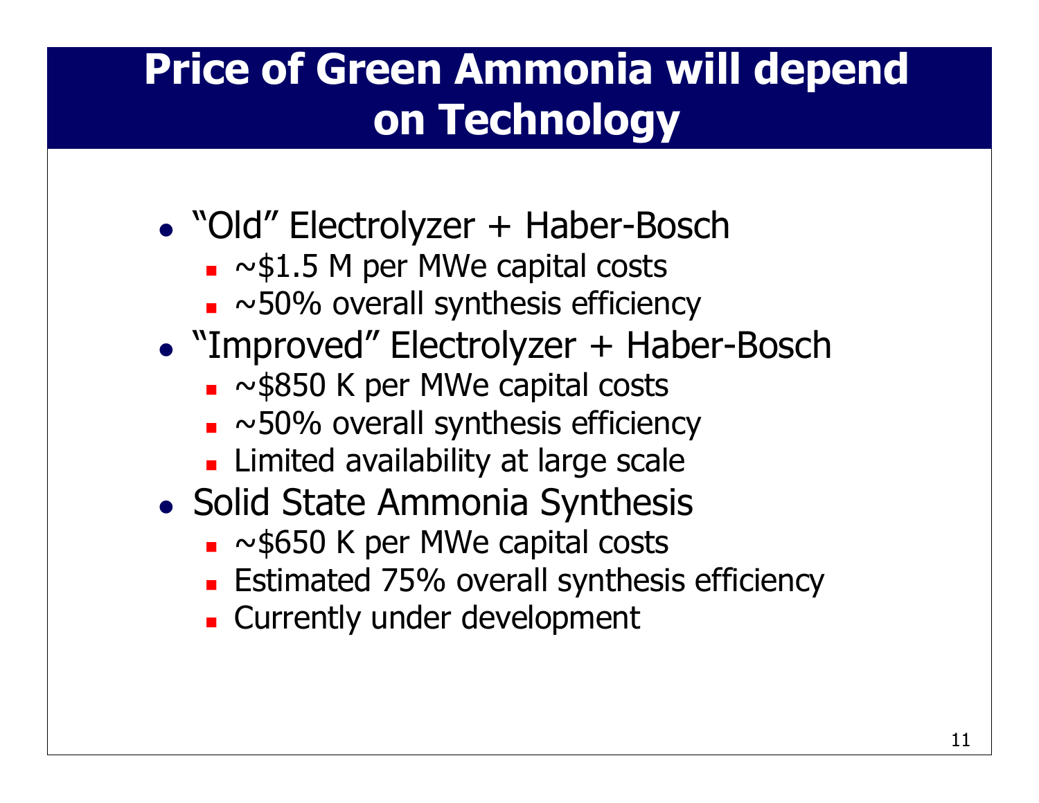# Price of Green Ammonia will depend on Technology

- "Old" Electrolyzer + Haber-Bosch
  - ~$1.5 M per MWe capital costs
  - ~50% overall synthesis efficiency
- "Improved" Electrolyzer + Haber-Bosch
  - ~$850 K per MWe capital costs
  - ~50% overall synthesis efficiency
  - Limited availability at large scale
- Solid State Ammonia Synthesis
  - ~$650 K per MWe capital costs
  - Estimated 75% overall synthesis efficiency
  - Currently under development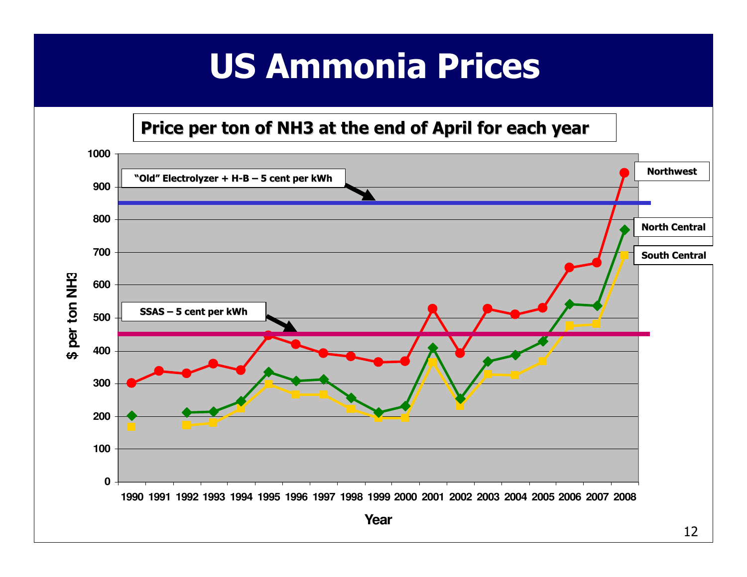# US Ammonia Prices

**Price per ton of NH3 at the end of April for each year**

"Old" Electrolyzer + H-B – 5 cent per kWh

SSAS – 5 cent per kWh

Northwest

North Central

South Central

$ per ton NH3

Year

1000, 900, 800, 700, 600, 500, 400, 300, 200, 100, 0

1990 1991 1992 1993 1994 1995 1996 1997 1998 1999 2000 2001 2002 2003 2004 2005 2006 2007 2008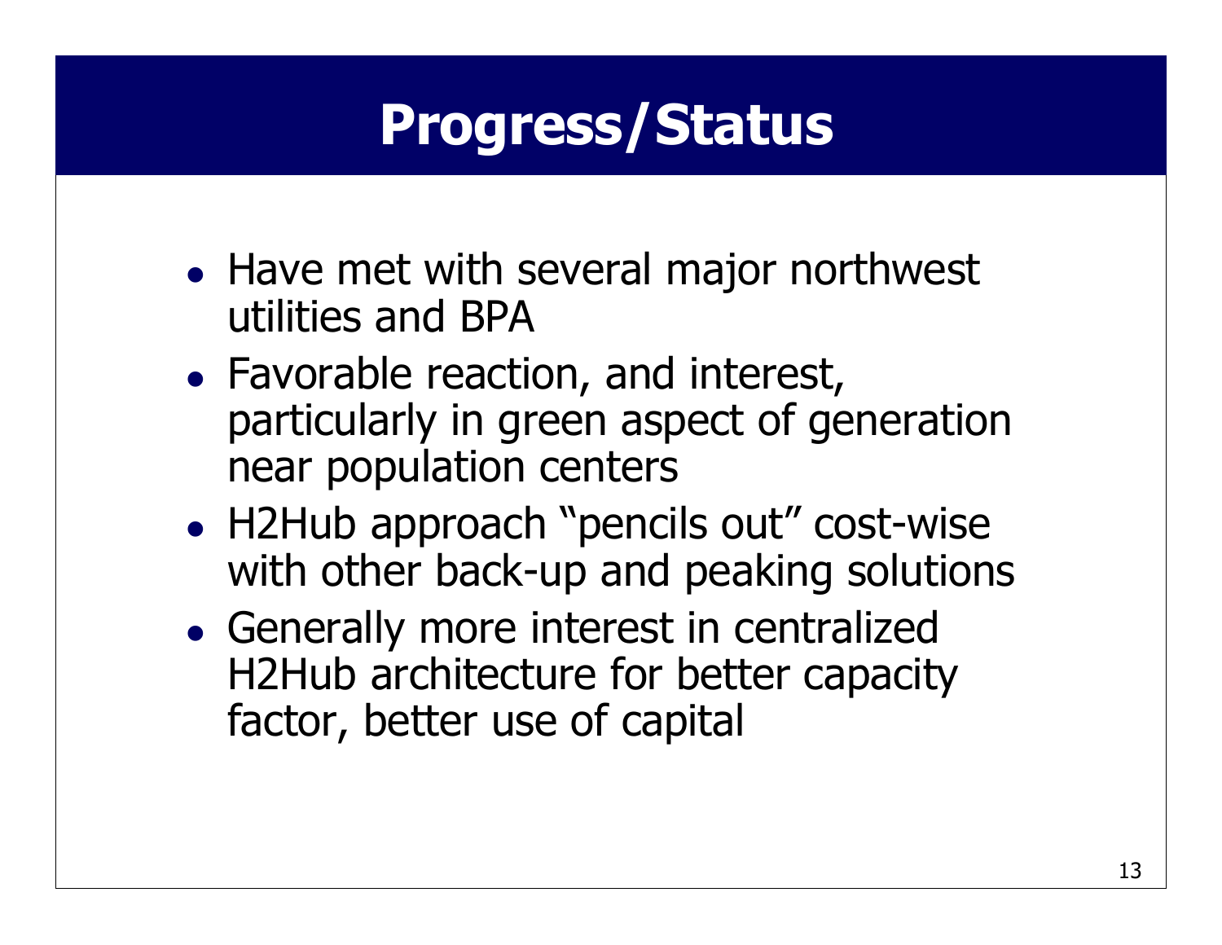# Progress/Status

- Have met with several major northwest utilities and BPA
- Favorable reaction, and interest, particularly in green aspect of generation near population centers
- H2Hub approach "pencils out" cost-wise with other back-up and peaking solutions
- Generally more interest in centralized H2Hub architecture for better capacity factor, better use of capital